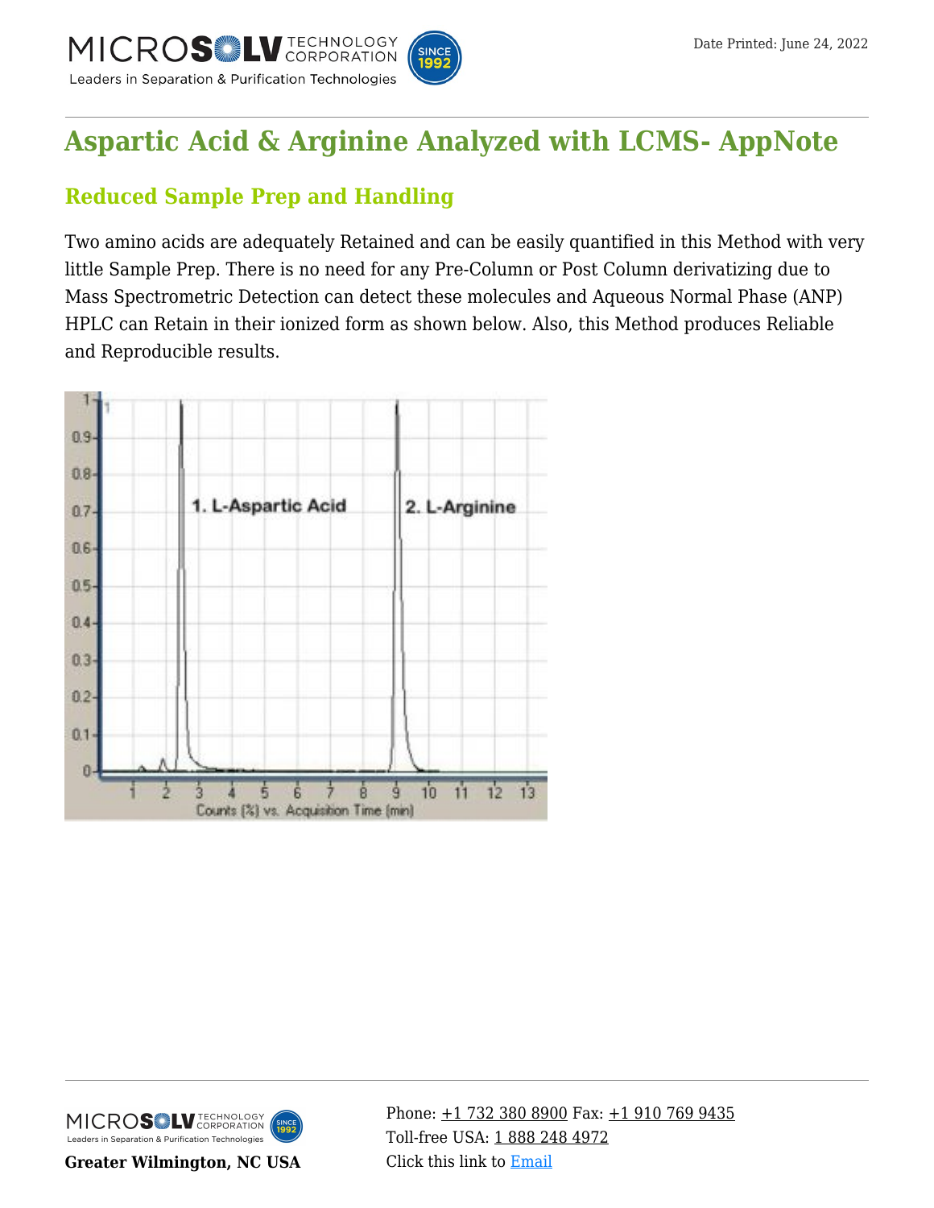# Aspartic Acid & Arginine Analyzed with LCMS- AppNote

## Reduced Sample Prep and Handling

Two amino acids are adequately Retained and can be easily quantified in this Method with very little Sample Prep. There is no need for any Pre-Column or Post Column derivatizing due to Mass Spectrometric Detection can detect these molecules and Aqueous Normal Phase (ANP) HPLC can Retain in their ionized form as shown below. Also, this Method produces Reliable and Reproducible results.

Greater Wilmington, NC USA

Phone: +1 732 380 8900 Fax: +1 910 769 9435
Toll-free USA: 1 888 248 4972
Click this link to Email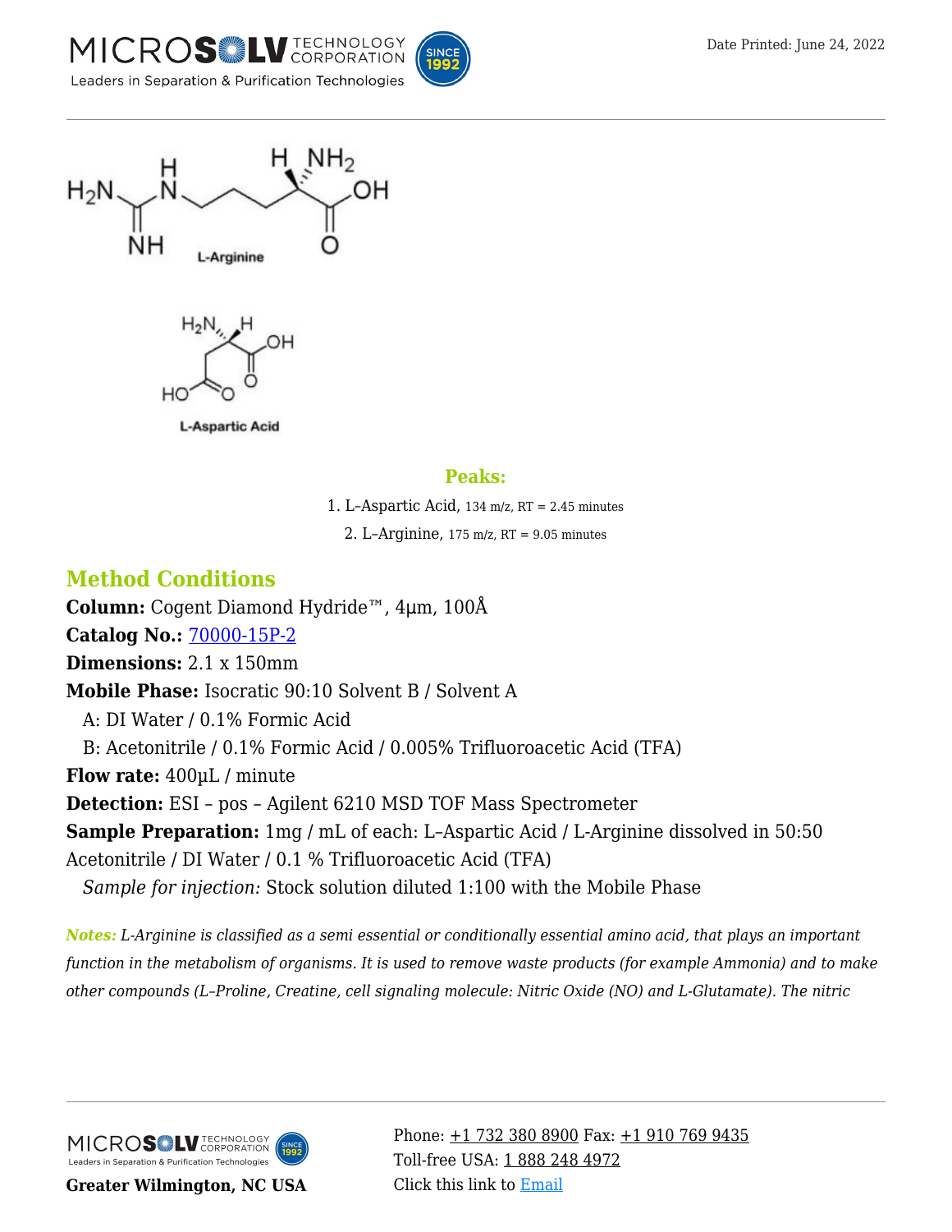L-Arginine

L-Aspartic Acid

## Peaks:

1. L–Aspartic Acid, 134 m/z, RT = 2.45 minutes
2. L–Arginine, 175 m/z, RT = 9.05 minutes

## Method Conditions

**Column:** Cogent Diamond Hydride™, 4µm, 100Å
**Catalog No.:** [70000-15P-2]
**Dimensions:** 2.1 x 150mm
**Mobile Phase:** Isocratic 90:10 Solvent B / Solvent A
A: DI Water / 0.1% Formic Acid
B: Acetonitrile / 0.1% Formic Acid / 0.005% Trifluoroacetic Acid (TFA)
**Flow rate:** 400µL / minute
**Detection:** ESI – pos – Agilent 6210 MSD TOF Mass Spectrometer
**Sample Preparation:** 1mg / mL of each: L–Aspartic Acid / L-Arginine dissolved in 50:50 Acetonitrile / DI Water / 0.1 % Trifluoroacetic Acid (TFA)
*Sample for injection:* Stock solution diluted 1:100 with the Mobile Phase

***Notes:*** *L-Arginine is classified as a semi essential or conditionally essential amino acid, that plays an important function in the metabolism of organisms. It is used to remove waste products (for example Ammonia) and to make other compounds (L–Proline, Creatine, cell signaling molecule: Nitric Oxide (NO) and L-Glutamate). The nitric*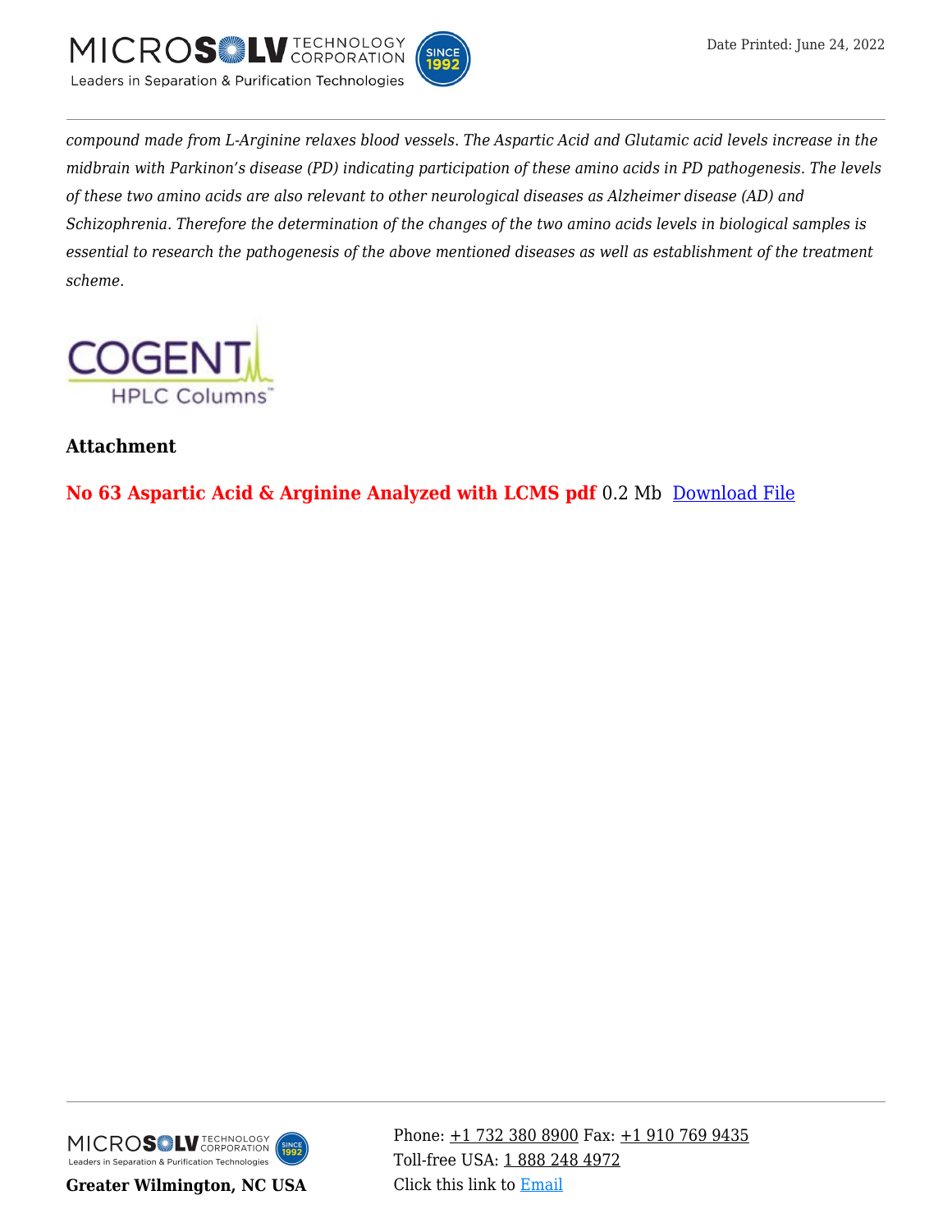*compound made from L-Arginine relaxes blood vessels. The Aspartic Acid and Glutamic acid levels increase in the midbrain with Parkinon's disease (PD) indicating participation of these amino acids in PD pathogenesis. The levels of these two amino acids are also relevant to other neurological diseases as Alzheimer disease (AD) and Schizophrenia. Therefore the determination of the changes of the two amino acids levels in biological samples is essential to research the pathogenesis of the above mentioned diseases as well as establishment of the treatment scheme.*

COGENT
HPLC Columns™

### Attachment

**No 63 Aspartic Acid & Arginine Analyzed with LCMS pdf** 0.2 Mb Download File

**Greater Wilmington, NC USA**

Phone: +1 732 380 8900 Fax: +1 910 769 9435
Toll-free USA: 1 888 248 4972
Click this link to Email